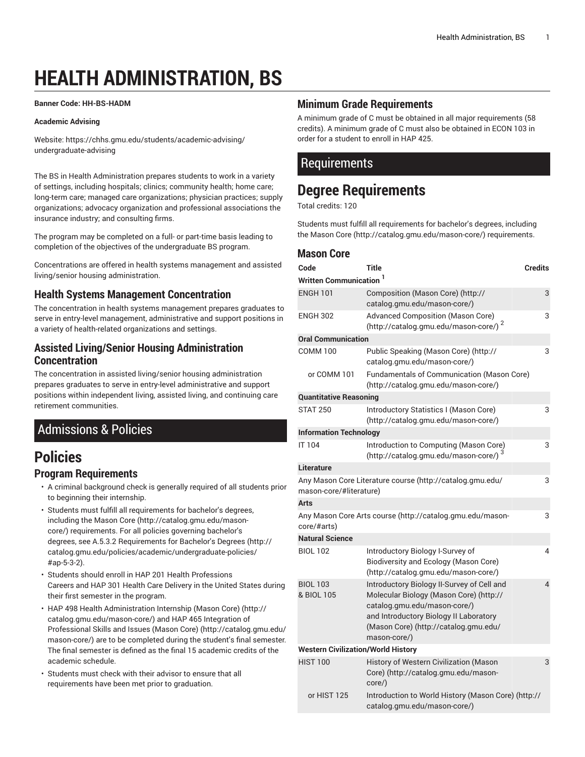# HEALTH ADMINISTRATION, BS

**Banner Code: HH-BS-HADM**

**Academic Advising**

Website: https://chhs.gmu.edu/students/academic-advising/undergraduate-advising

The BS in Health Administration prepares students to work in a variety of settings, including hospitals; clinics; community health; home care; long-term care; managed care organizations; physician practices; supply organizations; advocacy organization and professional associations the insurance industry; and consulting firms.

The program may be completed on a full- or part-time basis leading to completion of the objectives of the undergraduate BS program.

Concentrations are offered in health systems management and assisted living/senior housing administration.

### Health Systems Management Concentration

The concentration in health systems management prepares graduates to serve in entry-level management, administrative and support positions in a variety of health-related organizations and settings.

### Assisted Living/Senior Housing Administration Concentration

The concentration in assisted living/senior housing administration prepares graduates to serve in entry-level administrative and support positions within independent living, assisted living, and continuing care retirement communities.

## Admissions & Policies

# Policies

### Program Requirements

- A criminal background check is generally required of all students prior to beginning their internship.
- Students must fulfill all requirements for bachelor's degrees, including the Mason Core (http://catalog.gmu.edu/mason-core/) requirements. For all policies governing bachelor's degrees, see A.5.3.2 Requirements for Bachelor's Degrees (http://catalog.gmu.edu/policies/academic/undergraduate-policies/#ap-5-3-2).
- Students should enroll in HAP 201 Health Professions Careers and HAP 301 Health Care Delivery in the United States during their first semester in the program.
- HAP 498 Health Administration Internship (Mason Core) (http://catalog.gmu.edu/mason-core/) and HAP 465 Integration of Professional Skills and Issues (Mason Core) (http://catalog.gmu.edu/mason-core/) are to be completed during the student's final semester. The final semester is defined as the final 15 academic credits of the academic schedule.
- Students must check with their advisor to ensure that all requirements have been met prior to graduation.

### Minimum Grade Requirements

A minimum grade of C must be obtained in all major requirements (58 credits). A minimum grade of C must also be obtained in ECON 103 in order for a student to enroll in HAP 425.

## Requirements

# Degree Requirements

Total credits: 120

Students must fulfill all requirements for bachelor's degrees, including the Mason Core (http://catalog.gmu.edu/mason-core/) requirements.

### Mason Core

| Code | Title | Credits |
|---|---|---|
| **Written Communication [1]** | | |
| ENGH 101 | Composition (Mason Core) (http://catalog.gmu.edu/mason-core/) | 3 |
| ENGH 302 | Advanced Composition (Mason Core) (http://catalog.gmu.edu/mason-core/) [2] | 3 |
| **Oral Communication** | | |
| COMM 100 | Public Speaking (Mason Core) (http://catalog.gmu.edu/mason-core/) | 3 |
| or COMM 101 | Fundamentals of Communication (Mason Core) (http://catalog.gmu.edu/mason-core/) | |
| **Quantitative Reasoning** | | |
| STAT 250 | Introductory Statistics I (Mason Core) (http://catalog.gmu.edu/mason-core/) | 3 |
| **Information Technology** | | |
| IT 104 | Introduction to Computing (Mason Core) (http://catalog.gmu.edu/mason-core/) [3] | 3 |
| **Literature** | | |
| Any Mason Core Literature course (http://catalog.gmu.edu/mason-core/#literature) | | 3 |
| **Arts** | | |
| Any Mason Core Arts course (http://catalog.gmu.edu/mason-core/#arts) | | 3 |
| **Natural Science** | | |
| BIOL 102 | Introductory Biology I-Survey of Biodiversity and Ecology (Mason Core) (http://catalog.gmu.edu/mason-core/) | 4 |
| BIOL 103 & BIOL 105 | Introductory Biology II-Survey of Cell and Molecular Biology (Mason Core) (http://catalog.gmu.edu/mason-core/) and Introductory Biology II Laboratory (Mason Core) (http://catalog.gmu.edu/mason-core/) | 4 |
| **Western Civilization/World History** | | |
| HIST 100 | History of Western Civilization (Mason Core) (http://catalog.gmu.edu/mason-core/) | 3 |
| or HIST 125 | Introduction to World History (Mason Core) (http://catalog.gmu.edu/mason-core/) | |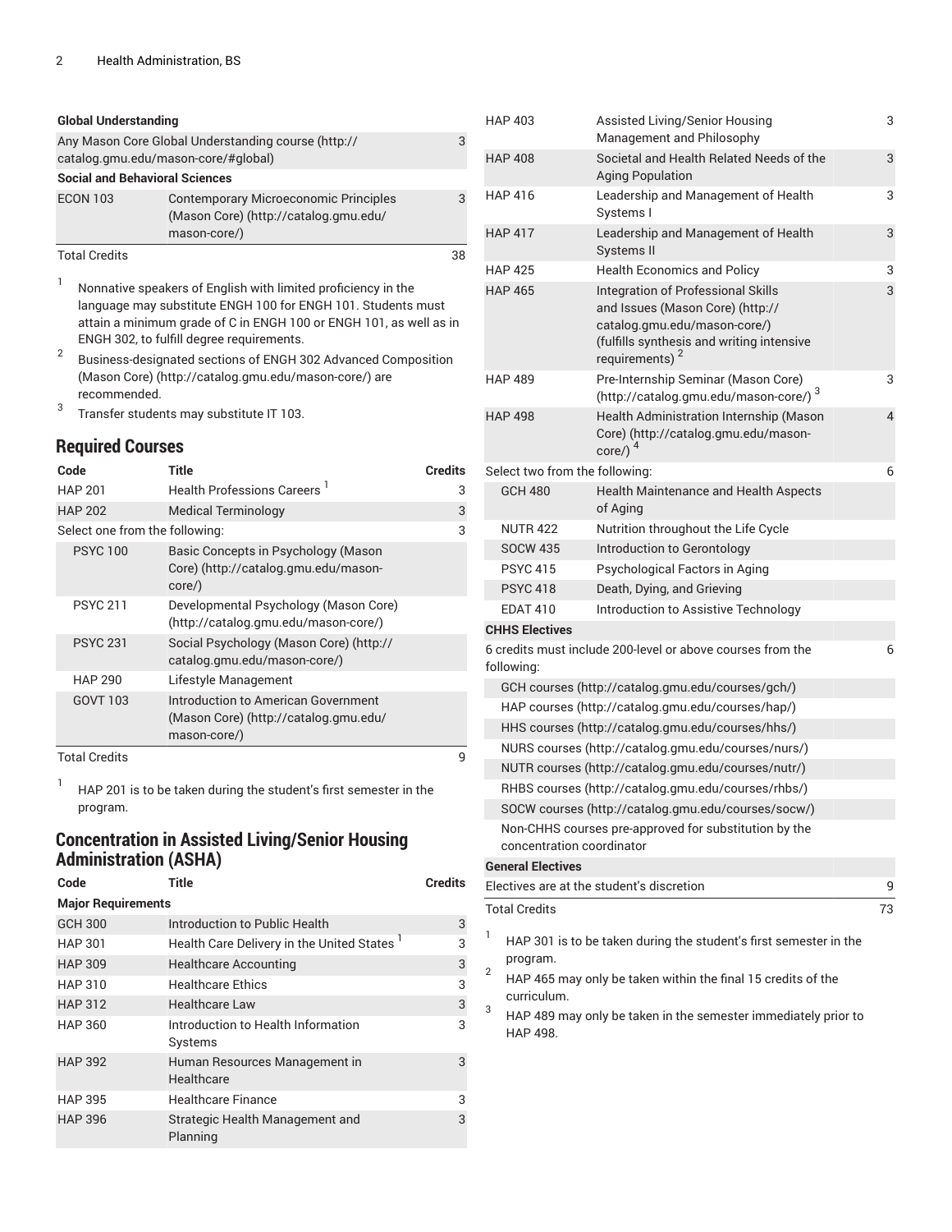| | | |
|---|---|---|
| **Global Understanding** | | |
| Any Mason Core Global Understanding course (http://catalog.gmu.edu/mason-core/#global) | | 3 |
| **Social and Behavioral Sciences** | | |
| ECON 103 | Contemporary Microeconomic Principles (Mason Core) (http://catalog.gmu.edu/mason-core/) | 3 |
| Total Credits | | 38 |

1. Nonnative speakers of English with limited proficiency in the language may substitute ENGH 100 for ENGH 101. Students must attain a minimum grade of C in ENGH 100 or ENGH 101, as well as in ENGH 302, to fulfill degree requirements.
2. Business-designated sections of ENGH 302 Advanced Composition (Mason Core) (http://catalog.gmu.edu/mason-core/) are recommended.
3. Transfer students may substitute IT 103.

## Required Courses

| Code | Title | Credits |
|---|---|---|
| HAP 201 | Health Professions Careers [1] | 3 |
| HAP 202 | Medical Terminology | 3 |
| Select one from the following: | | 3 |
| PSYC 100 | Basic Concepts in Psychology (Mason Core) (http://catalog.gmu.edu/mason-core/) | |
| PSYC 211 | Developmental Psychology (Mason Core) (http://catalog.gmu.edu/mason-core/) | |
| PSYC 231 | Social Psychology (Mason Core) (http://catalog.gmu.edu/mason-core/) | |
| HAP 290 | Lifestyle Management | |
| GOVT 103 | Introduction to American Government (Mason Core) (http://catalog.gmu.edu/mason-core/) | |
| Total Credits | | 9 |

1. HAP 201 is to be taken during the student's first semester in the program.

## Concentration in Assisted Living/Senior Housing Administration (ASHA)

| Code | Title | Credits |
|---|---|---|
| **Major Requirements** | | |
| GCH 300 | Introduction to Public Health | 3 |
| HAP 301 | Health Care Delivery in the United States [1] | 3 |
| HAP 309 | Healthcare Accounting | 3 |
| HAP 310 | Healthcare Ethics | 3 |
| HAP 312 | Healthcare Law | 3 |
| HAP 360 | Introduction to Health Information Systems | 3 |
| HAP 392 | Human Resources Management in Healthcare | 3 |
| HAP 395 | Healthcare Finance | 3 |
| HAP 396 | Strategic Health Management and Planning | 3 |
| HAP 403 | Assisted Living/Senior Housing Management and Philosophy | 3 |
| HAP 408 | Societal and Health Related Needs of the Aging Population | 3 |
| HAP 416 | Leadership and Management of Health Systems I | 3 |
| HAP 417 | Leadership and Management of Health Systems II | 3 |
| HAP 425 | Health Economics and Policy | 3 |
| HAP 465 | Integration of Professional Skills and Issues (Mason Core) (http://catalog.gmu.edu/mason-core/) (fulfills synthesis and writing intensive requirements) [2] | 3 |
| HAP 489 | Pre-Internship Seminar (Mason Core) (http://catalog.gmu.edu/mason-core/) [3] | 3 |
| HAP 498 | Health Administration Internship (Mason Core) (http://catalog.gmu.edu/mason-core/) [4] | 4 |
| Select two from the following: | | 6 |
| GCH 480 | Health Maintenance and Health Aspects of Aging | |
| NUTR 422 | Nutrition throughout the Life Cycle | |
| SOCW 435 | Introduction to Gerontology | |
| PSYC 415 | Psychological Factors in Aging | |
| PSYC 418 | Death, Dying, and Grieving | |
| EDAT 410 | Introduction to Assistive Technology | |
| **CHHS Electives** | | |
| 6 credits must include 200-level or above courses from the following: | | 6 |
| GCH courses (http://catalog.gmu.edu/courses/gch/) | | |
| HAP courses (http://catalog.gmu.edu/courses/hap/) | | |
| HHS courses (http://catalog.gmu.edu/courses/hhs/) | | |
| NURS courses (http://catalog.gmu.edu/courses/nurs/) | | |
| NUTR courses (http://catalog.gmu.edu/courses/nutr/) | | |
| RHBS courses (http://catalog.gmu.edu/courses/rhbs/) | | |
| SOCW courses (http://catalog.gmu.edu/courses/socw/) | | |
| Non-CHHS courses pre-approved for substitution by the concentration coordinator | | |
| **General Electives** | | |
| Electives are at the student's discretion | | 9 |
| Total Credits | | 73 |

1. HAP 301 is to be taken during the student's first semester in the program.
2. HAP 465 may only be taken within the final 15 credits of the curriculum.
3. HAP 489 may only be taken in the semester immediately prior to HAP 498.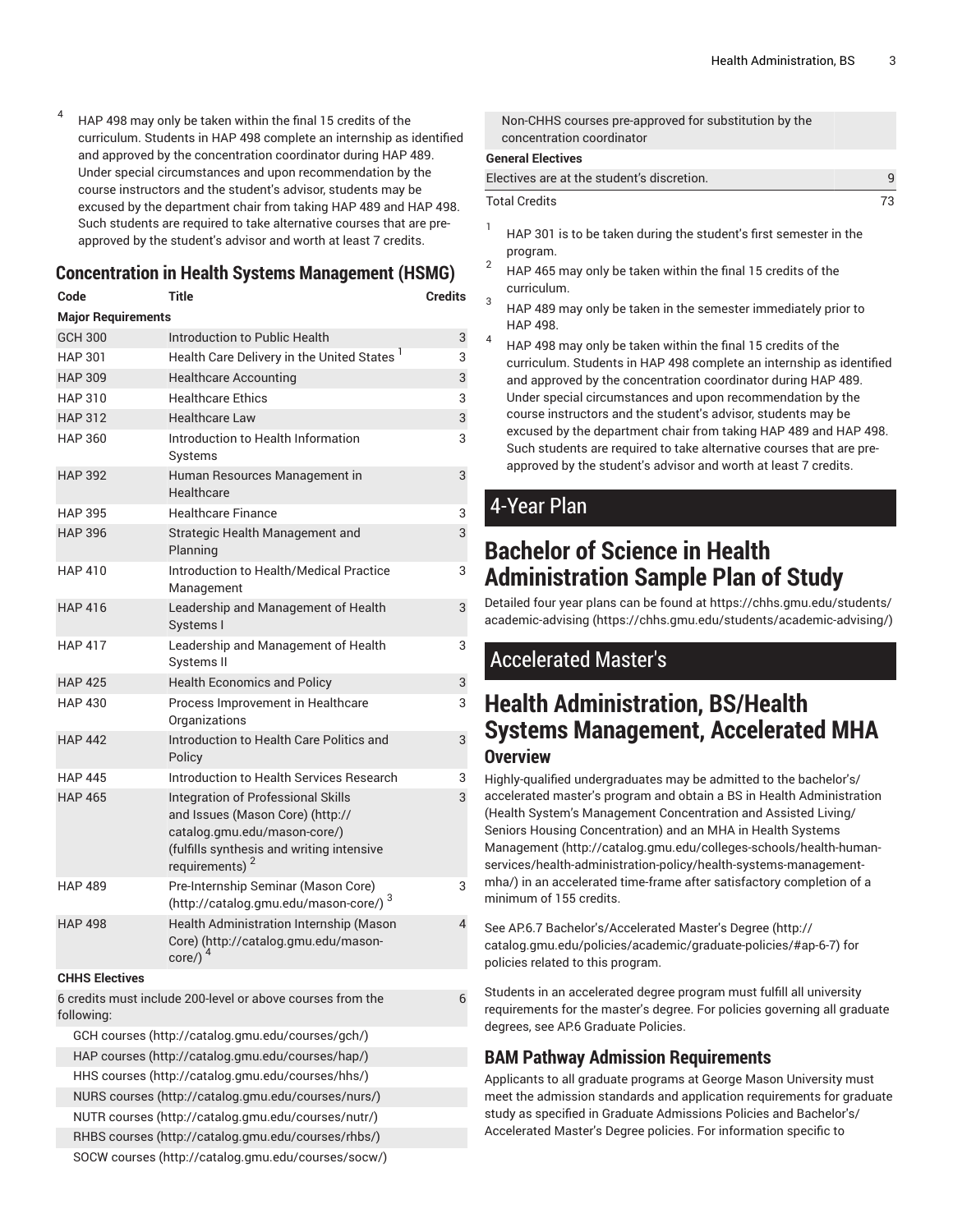4. HAP 498 may only be taken within the final 15 credits of the curriculum. Students in HAP 498 complete an internship as identified and approved by the concentration coordinator during HAP 489. Under special circumstances and upon recommendation by the course instructors and the student's advisor, students may be excused by the department chair from taking HAP 489 and HAP 498. Such students are required to take alternative courses that are pre-approved by the student's advisor and worth at least 7 credits.

## Concentration in Health Systems Management (HSMG)

| Code | Title | Credits |
|---|---|---|
| **Major Requirements** | | |
| GCH 300 | Introduction to Public Health | 3 |
| HAP 301 | Health Care Delivery in the United States [1] | 3 |
| HAP 309 | Healthcare Accounting | 3 |
| HAP 310 | Healthcare Ethics | 3 |
| HAP 312 | Healthcare Law | 3 |
| HAP 360 | Introduction to Health Information Systems | 3 |
| HAP 392 | Human Resources Management in Healthcare | 3 |
| HAP 395 | Healthcare Finance | 3 |
| HAP 396 | Strategic Health Management and Planning | 3 |
| HAP 410 | Introduction to Health/Medical Practice Management | 3 |
| HAP 416 | Leadership and Management of Health Systems I | 3 |
| HAP 417 | Leadership and Management of Health Systems II | 3 |
| HAP 425 | Health Economics and Policy | 3 |
| HAP 430 | Process Improvement in Healthcare Organizations | 3 |
| HAP 442 | Introduction to Health Care Politics and Policy | 3 |
| HAP 445 | Introduction to Health Services Research | 3 |
| HAP 465 | Integration of Professional Skills and Issues (Mason Core) (http://catalog.gmu.edu/mason-core/) (fulfills synthesis and writing intensive requirements) [2] | 3 |
| HAP 489 | Pre-Internship Seminar (Mason Core) (http://catalog.gmu.edu/mason-core/) [3] | 3 |
| HAP 498 | Health Administration Internship (Mason Core) (http://catalog.gmu.edu/mason-core/) [4] | 4 |
| **CHHS Electives** | | |
| 6 credits must include 200-level or above courses from the following: | | 6 |
| GCH courses (http://catalog.gmu.edu/courses/gch/) | | |
| HAP courses (http://catalog.gmu.edu/courses/hap/) | | |
| HHS courses (http://catalog.gmu.edu/courses/hhs/) | | |
| NURS courses (http://catalog.gmu.edu/courses/nurs/) | | |
| NUTR courses (http://catalog.gmu.edu/courses/nutr/) | | |
| RHBS courses (http://catalog.gmu.edu/courses/rhbs/) | | |
| SOCW courses (http://catalog.gmu.edu/courses/socw/) | | |
| Non-CHHS courses pre-approved for substitution by the concentration coordinator | | |
| **General Electives** | | |
| Electives are at the student's discretion. | | 9 |
| Total Credits | | 73 |

1. HAP 301 is to be taken during the student's first semester in the program.
2. HAP 465 may only be taken within the final 15 credits of the curriculum.
3. HAP 489 may only be taken in the semester immediately prior to HAP 498.
4. HAP 498 may only be taken within the final 15 credits of the curriculum. Students in HAP 498 complete an internship as identified and approved by the concentration coordinator during HAP 489. Under special circumstances and upon recommendation by the course instructors and the student's advisor, students may be excused by the department chair from taking HAP 489 and HAP 498. Such students are required to take alternative courses that are pre-approved by the student's advisor and worth at least 7 credits.

# 4-Year Plan

## Bachelor of Science in Health Administration Sample Plan of Study

Detailed four year plans can be found at https://chhs.gmu.edu/students/academic-advising (https://chhs.gmu.edu/students/academic-advising/)

# Accelerated Master's

## Health Administration, BS/Health Systems Management, Accelerated MHA

### Overview

Highly-qualified undergraduates may be admitted to the bachelor's/accelerated master's program and obtain a BS in Health Administration (Health System's Management Concentration and Assisted Living/Seniors Housing Concentration) and an MHA in Health Systems Management (http://catalog.gmu.edu/colleges-schools/health-human-services/health-administration-policy/health-systems-management-mha/) in an accelerated time-frame after satisfactory completion of a minimum of 155 credits.

See AP.6.7 Bachelor's/Accelerated Master's Degree (http://catalog.gmu.edu/policies/academic/graduate-policies/#ap-6-7) for policies related to this program.

Students in an accelerated degree program must fulfill all university requirements for the master's degree. For policies governing all graduate degrees, see AP.6 Graduate Policies.

### BAM Pathway Admission Requirements

Applicants to all graduate programs at George Mason University must meet the admission standards and application requirements for graduate study as specified in Graduate Admissions Policies and Bachelor's/Accelerated Master's Degree policies. For information specific to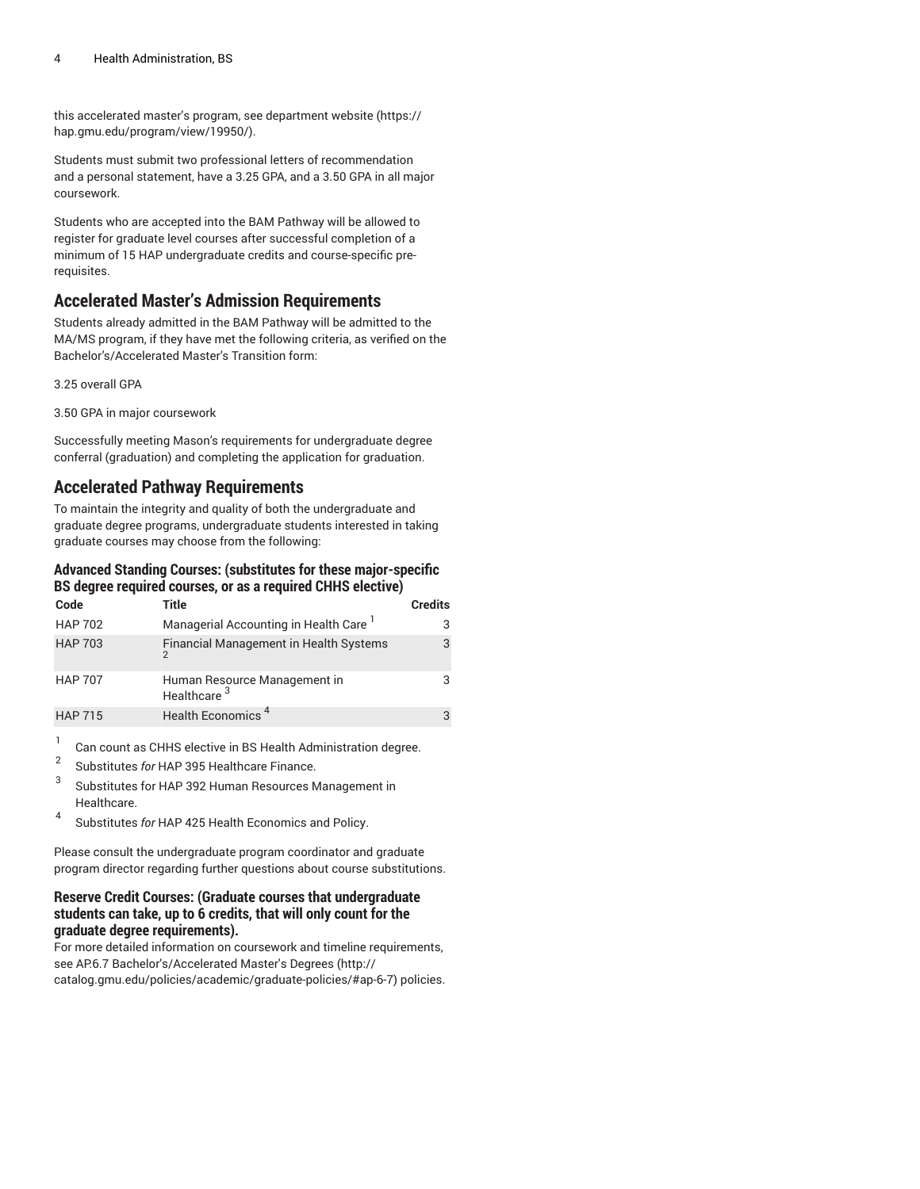this accelerated master's program, see department website (https://hap.gmu.edu/program/view/19950/).

Students must submit two professional letters of recommendation and a personal statement, have a 3.25 GPA, and a 3.50 GPA in all major coursework.

Students who are accepted into the BAM Pathway will be allowed to register for graduate level courses after successful completion of a minimum of 15 HAP undergraduate credits and course-specific pre-requisites.

## Accelerated Master's Admission Requirements

Students already admitted in the BAM Pathway will be admitted to the MA/MS program, if they have met the following criteria, as verified on the Bachelor's/Accelerated Master's Transition form:

3.25 overall GPA

3.50 GPA in major coursework

Successfully meeting Mason's requirements for undergraduate degree conferral (graduation) and completing the application for graduation.

## Accelerated Pathway Requirements

To maintain the integrity and quality of both the undergraduate and graduate degree programs, undergraduate students interested in taking graduate courses may choose from the following:

#### Advanced Standing Courses: (substitutes for these major-specific BS degree required courses, or as a required CHHS elective)

| Code | Title | Credits |
|---|---|---|
| HAP 702 | Managerial Accounting in Health Care [1] | 3 |
| HAP 703 | Financial Management in Health Systems [2] | 3 |
| HAP 707 | Human Resource Management in Healthcare [3] | 3 |
| HAP 715 | Health Economics [4] | 3 |

1. Can count as CHHS elective in BS Health Administration degree.
2. Substitutes *for* HAP 395 Healthcare Finance.
3. Substitutes for HAP 392 Human Resources Management in Healthcare.
4. Substitutes *for* HAP 425 Health Economics and Policy.

Please consult the undergraduate program coordinator and graduate program director regarding further questions about course substitutions.

#### Reserve Credit Courses: (Graduate courses that undergraduate students can take, up to 6 credits, that will only count for the graduate degree requirements).

For more detailed information on coursework and timeline requirements, see AP.6.7 Bachelor's/Accelerated Master's Degrees (http://catalog.gmu.edu/policies/academic/graduate-policies/#ap-6-7) policies.